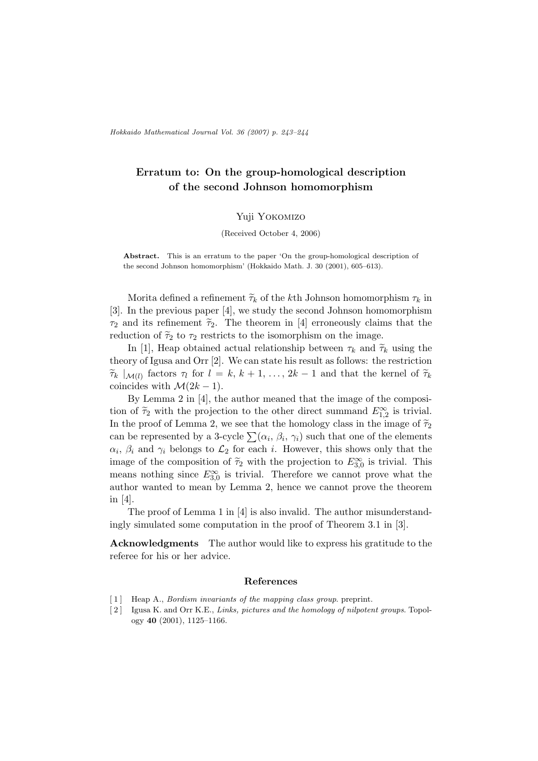# Erratum to: On the group-homological description of the second Johnson homomorphism

Yuji Yokomizo

(Received October 4, 2006)

**Abstract.** This is an erratum to the paper 'On the group-homological description of the second Johnson homomorphism' (Hokkaido Math. J. 30 (2001), 605–613).

Morita defined a refinement $\widetilde{\tau}_k$ of the $k$th Johnson homomorphism $\tau_k$ in [3]. In the previous paper [4], we study the second Johnson homomorphism $\tau_2$ and its refinement $\widetilde{\tau}_2$. The theorem in [4] erroneously claims that the reduction of $\widetilde{\tau}_2$ to $\tau_2$ restricts to the isomorphism on the image.

In [1], Heap obtained actual relationship between $\tau_k$ and $\widetilde{\tau}_k$ using the theory of Igusa and Orr [2]. We can state his result as follows: the restriction $\widetilde{\tau}_k \mid_{\mathcal{M}(l)}$ factors $\tau_l$ for $l = k, k+1, \ldots, 2k-1$ and that the kernel of $\widetilde{\tau}_k$ coincides with $\mathcal{M}(2k-1)$.

By Lemma 2 in [4], the author meaned that the image of the composition of $\widetilde{\tau}_2$ with the projection to the other direct summand $E^{\infty}_{1,2}$ is trivial. In the proof of Lemma 2, we see that the homology class in the image of $\widetilde{\tau}_2$ can be represented by a 3-cycle $\sum(\alpha_i, \beta_i, \gamma_i)$ such that one of the elements $\alpha_i$, $\beta_i$ and $\gamma_i$ belongs to $\mathcal{L}_2$ for each $i$. However, this shows only that the image of the composition of $\widetilde{\tau}_2$ with the projection to $E^{\infty}_{3,0}$ is trivial. This means nothing since $E^{\infty}_{3,0}$ is trivial. Therefore we cannot prove what the author wanted to mean by Lemma 2, hence we cannot prove the theorem in [4].

The proof of Lemma 1 in [4] is also invalid. The author misunderstandingly simulated some computation in the proof of Theorem 3.1 in [3].

**Acknowledgments** The author would like to express his gratitude to the referee for his or her advice.

## References

[1] Heap A., *Bordism invariants of the mapping class group*. preprint.

[2] Igusa K. and Orr K.E., *Links, pictures and the homology of nilpotent groups*. Topology **40** (2001), 1125–1166.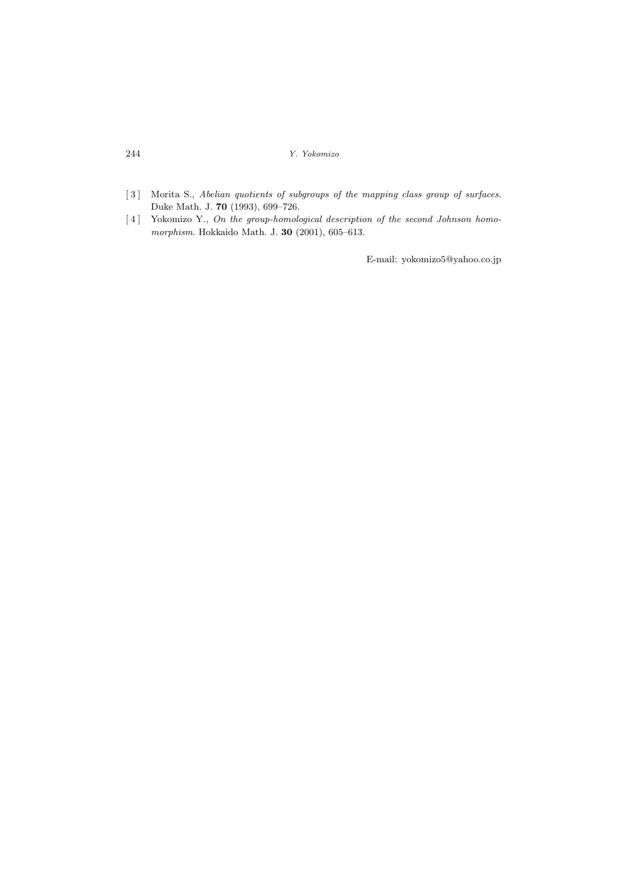[3] Morita S., *Abelian quotients of subgroups of the mapping class group of surfaces*. Duke Math. J. **70** (1993), 699–726.

[4] Yokomizo Y., *On the group-homological description of the second Johnson homomorphism*. Hokkaido Math. J. **30** (2001), 605–613.

E-mail: yokomizo5@yahoo.co.jp